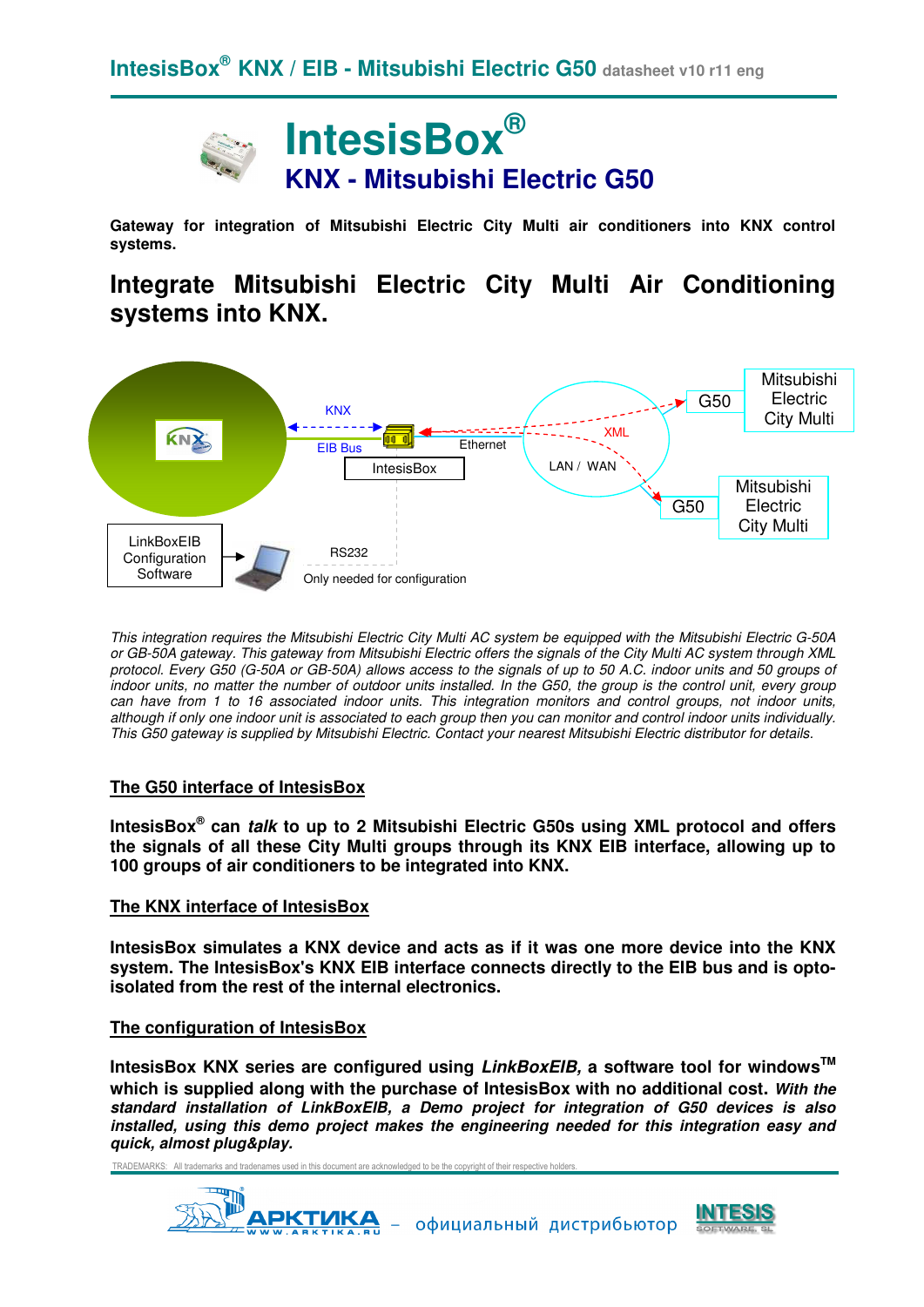# IntesisBox®

## KNX - Mitsubishi Electric G50

**Gateway for integration of Mitsubishi Electric City Multi air conditioners into KNX control systems.**

# Integrate Mitsubishi Electric City Multi Air Conditioning systems into KNX.

*This integration requires the Mitsubishi Electric City Multi AC system be equipped with the Mitsubishi Electric G-50A or GB-50A gateway. This gateway from Mitsubishi Electric offers the signals of the City Multi AC system through XML protocol. Every G50 (G-50A or GB-50A) allows access to the signals of up to 50 A.C. indoor units and 50 groups of indoor units, no matter the number of outdoor units installed. In the G50, the group is the control unit, every group can have from 1 to 16 associated indoor units. This integration monitors and control groups, not indoor units, although if only one indoor unit is associated to each group then you can monitor and control indoor units individually. This G50 gateway is supplied by Mitsubishi Electric. Contact your nearest Mitsubishi Electric distributor for details.*

## The G50 interface of IntesisBox

**IntesisBox® can *talk* to up to 2 Mitsubishi Electric G50s using XML protocol and offers the signals of all these City Multi groups through its KNX EIB interface, allowing up to 100 groups of air conditioners to be integrated into KNX.**

## The KNX interface of IntesisBox

**IntesisBox simulates a KNX device and acts as if it was one more device into the KNX system. The IntesisBox's KNX EIB interface connects directly to the EIB bus and is opto-isolated from the rest of the internal electronics.**

## The configuration of IntesisBox

**IntesisBox KNX series are configured using *LinkBoxEIB,* a software tool for windows™ which is supplied along with the purchase of IntesisBox with no additional cost. *With the standard installation of LinkBoxEIB, a Demo project for integration of G50 devices is also installed, using this demo project makes the engineering needed for this integration easy and quick, almost plug&play.***

TRADEMARKS: All trademarks and tradenames used in this document are acknowledged to be the copyright of their respective holders.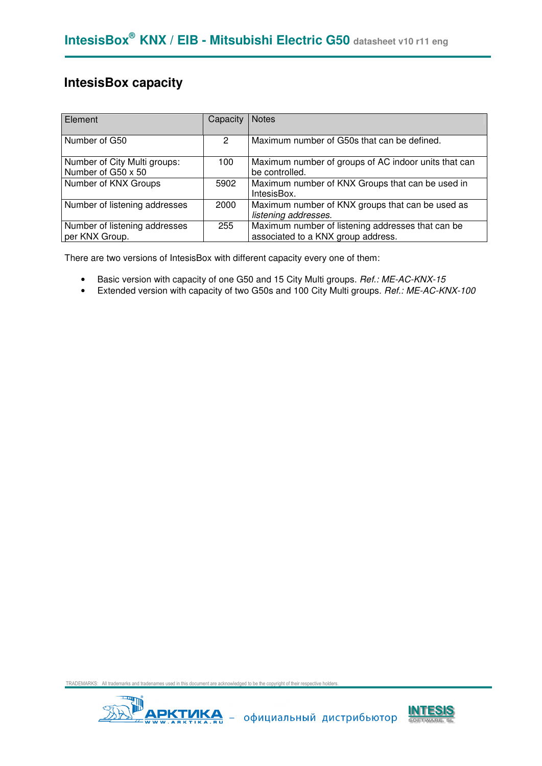## IntesisBox capacity

| Element | Capacity | Notes |
|---|---|---|
| Number of G50 | 2 | Maximum number of G50s that can be defined. |
| Number of City Multi groups: Number of G50 x 50 | 100 | Maximum number of groups of AC indoor units that can be controlled. |
| Number of KNX Groups | 5902 | Maximum number of KNX Groups that can be used in IntesisBox. |
| Number of listening addresses | 2000 | Maximum number of KNX groups that can be used as *listening addresses*. |
| Number of listening addresses per KNX Group. | 255 | Maximum number of listening addresses that can be associated to a KNX group address. |

There are two versions of IntesisBox with different capacity every one of them:

- Basic version with capacity of one G50 and 15 City Multi groups. *Ref.: ME-AC-KNX-15*
- Extended version with capacity of two G50s and 100 City Multi groups. *Ref.: ME-AC-KNX-100*

TRADEMARKS: All trademarks and tradenames used in this document are acknowledged to be the copyright of their respective holders.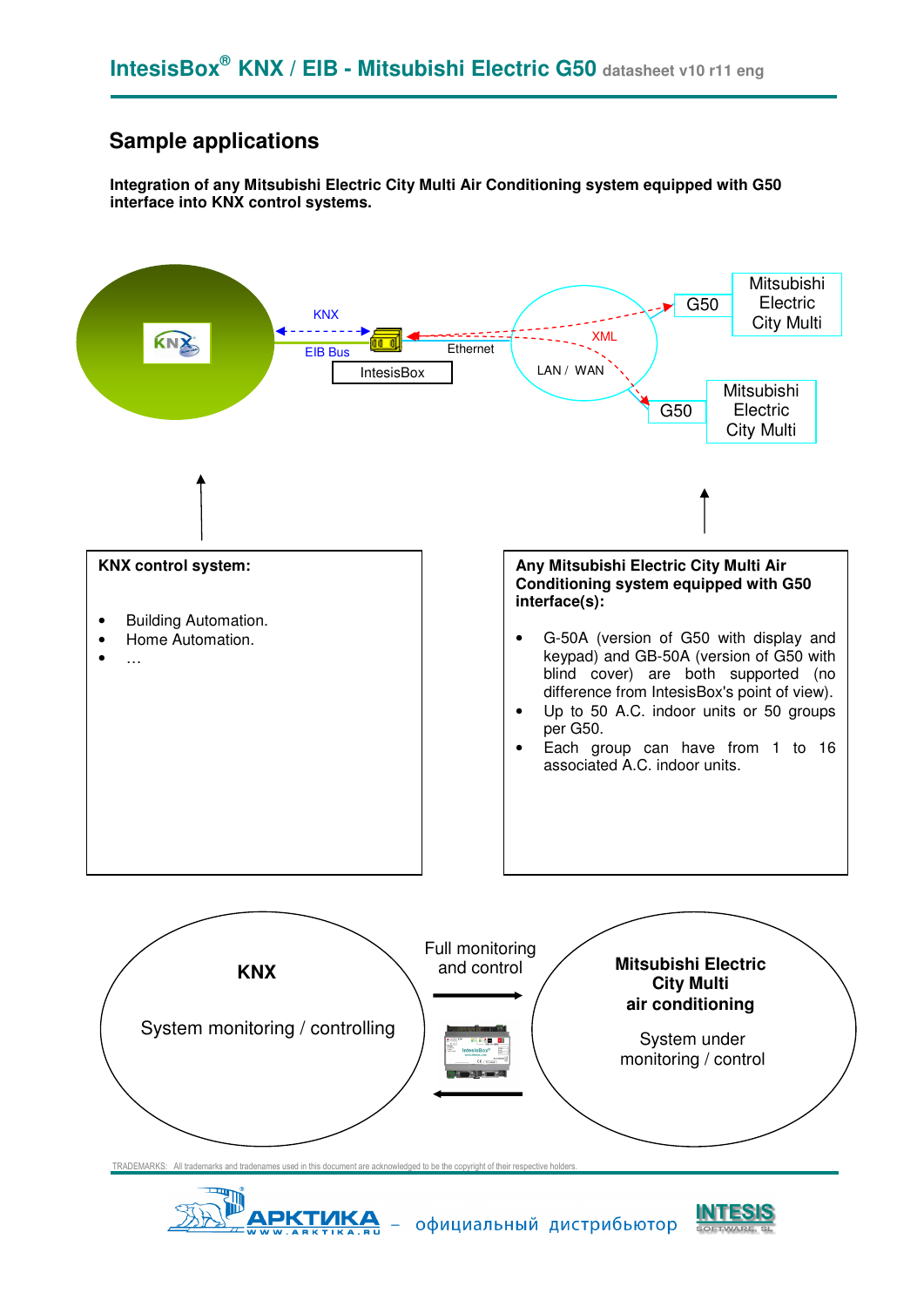## Sample applications

**Integration of any Mitsubishi Electric City Multi Air Conditioning system equipped with G50 interface into KNX control systems.**

KNX

EIB Bus

IntesisBox

Ethernet

XML

LAN / WAN

G50

Mitsubishi Electric City Multi

G50

Mitsubishi Electric City Multi

**KNX control system:**

- Building Automation.
- Home Automation.
- …

**Any Mitsubishi Electric City Multi Air Conditioning system equipped with G50 interface(s):**

- G-50A (version of G50 with display and keypad) and GB-50A (version of G50 with blind cover) are both supported (no difference from IntesisBox's point of view).
- Up to 50 A.C. indoor units or 50 groups per G50.
- Each group can have from 1 to 16 associated A.C. indoor units.

**KNX**

System monitoring / controlling

Full monitoring and control

**Mitsubishi Electric City Multi air conditioning**

System under monitoring / control

TRADEMARKS: All trademarks and tradenames used in this document are acknowledged to be the copyright of their respective holders.

АРКТИКА – официальный дистрибьютор INTESIS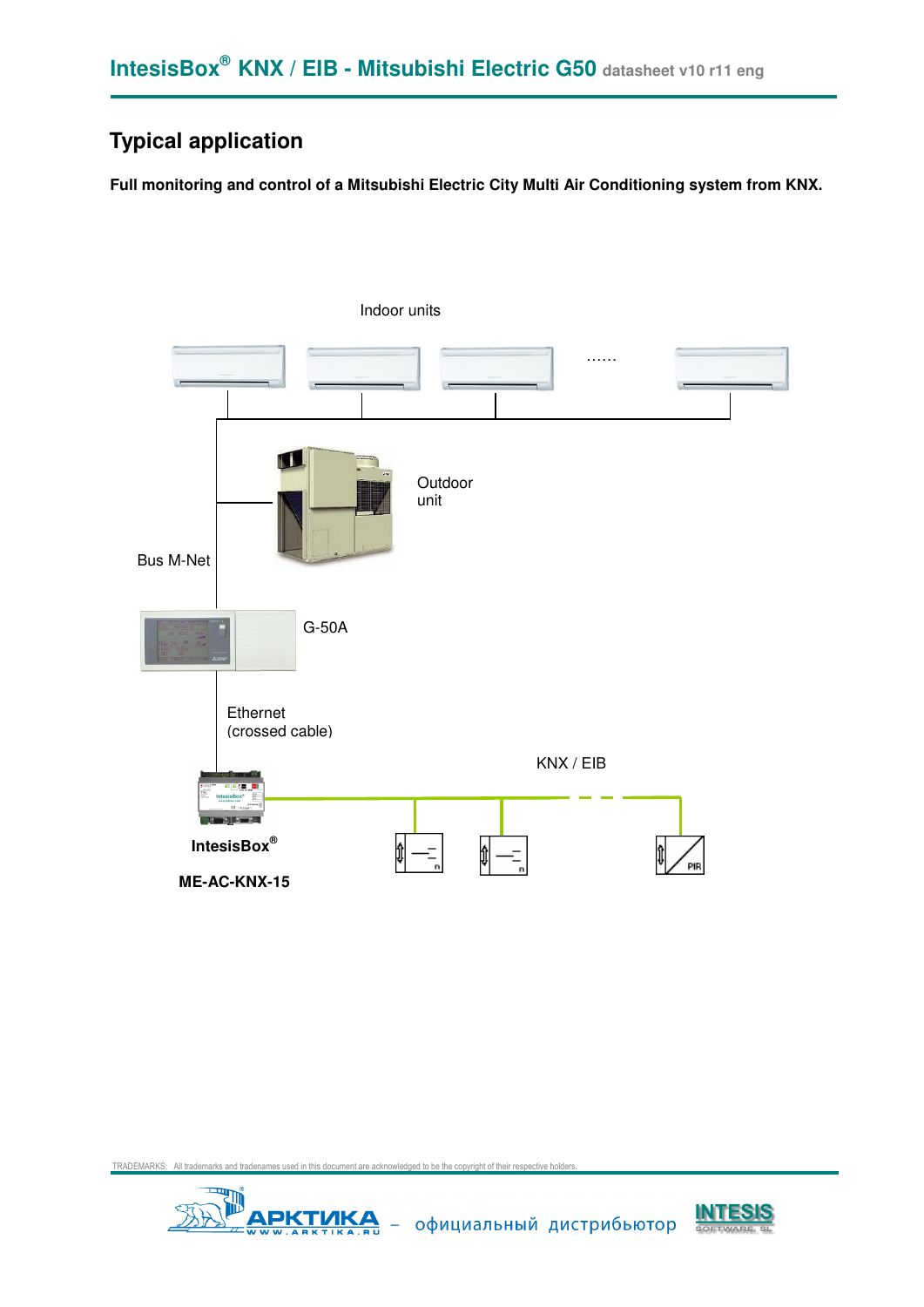## Typical application

**Full monitoring and control of a Mitsubishi Electric City Multi Air Conditioning system from KNX.**

Indoor units

……

Outdoor unit

Bus M-Net

G-50A

Ethernet (crossed cable)

KNX / EIB

**IntesisBox®**

**ME-AC-KNX-15**

TRADEMARKS: All trademarks and tradenames used in this document are acknowledged to be the copyright of their respective holders.

АРКТИКА WWW.ARKTIKA.RU – официальный дистрибьютор INTESIS SOFTWARE, SL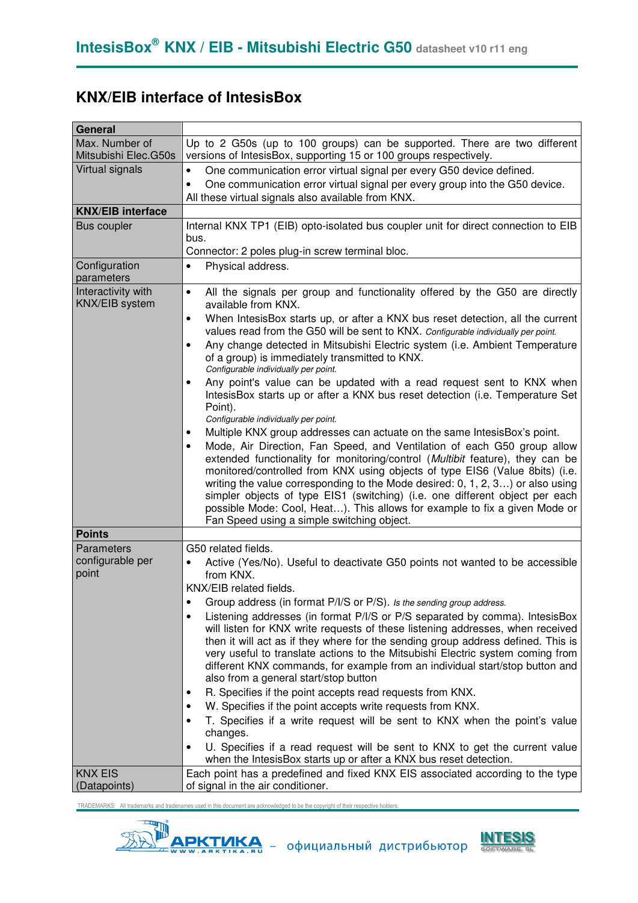## KNX/EIB interface of IntesisBox

| General | |
|---|---|
| Max. Number of Mitsubishi Elec.G50s | Up to 2 G50s (up to 100 groups) can be supported. There are two different versions of IntesisBox, supporting 15 or 100 groups respectively. |
| Virtual signals | • One communication error virtual signal per every G50 device defined.<br>• One communication error virtual signal per every group into the G50 device.<br>All these virtual signals also available from KNX. |
| **KNX/EIB interface** | |
| Bus coupler | Internal KNX TP1 (EIB) opto-isolated bus coupler unit for direct connection to EIB bus.<br>Connector: 2 poles plug-in screw terminal bloc. |
| Configuration parameters | • Physical address. |
| Interactivity with KNX/EIB system | • All the signals per group and functionality offered by the G50 are directly available from KNX.<br>• When IntesisBox starts up, or after a KNX bus reset detection, all the current values read from the G50 will be sent to KNX. *Configurable individually per point.*<br>• Any change detected in Mitsubishi Electric system (i.e. Ambient Temperature of a group) is immediately transmitted to KNX. *Configurable individually per point.*<br>• Any point's value can be updated with a read request sent to KNX when IntesisBox starts up or after a KNX bus reset detection (i.e. Temperature Set Point). *Configurable individually per point.*<br>• Multiple KNX group addresses can actuate on the same IntesisBox's point.<br>• Mode, Air Direction, Fan Speed, and Ventilation of each G50 group allow extended functionality for monitoring/control (*Multibit* feature), they can be monitored/controlled from KNX using objects of type EIS6 (Value 8bits) (i.e. writing the value corresponding to the Mode desired: 0, 1, 2, 3…) or also using simpler objects of type EIS1 (switching) (i.e. one different object per each possible Mode: Cool, Heat…). This allows for example to fix a given Mode or Fan Speed using a simple switching object. |
| **Points** | |
| Parameters configurable per point | G50 related fields.<br>• Active (Yes/No). Useful to deactivate G50 points not wanted to be accessible from KNX.<br>KNX/EIB related fields.<br>• Group address (in format P/I/S or P/S). *Is the sending group address.*<br>• Listening addresses (in format P/I/S or P/S separated by comma). IntesisBox will listen for KNX write requests of these listening addresses, when received then it will act as if they where for the sending group address defined. This is very useful to translate actions to the Mitsubishi Electric system coming from different KNX commands, for example from an individual start/stop button and also from a general start/stop button<br>• R. Specifies if the point accepts read requests from KNX.<br>• W. Specifies if the point accepts write requests from KNX.<br>• T. Specifies if a write request will be sent to KNX when the point's value changes.<br>• U. Specifies if a read request will be sent to KNX to get the current value when the IntesisBox starts up or after a KNX bus reset detection. |
| KNX EIS (Datapoints) | Each point has a predefined and fixed KNX EIS associated according to the type of signal in the air conditioner. |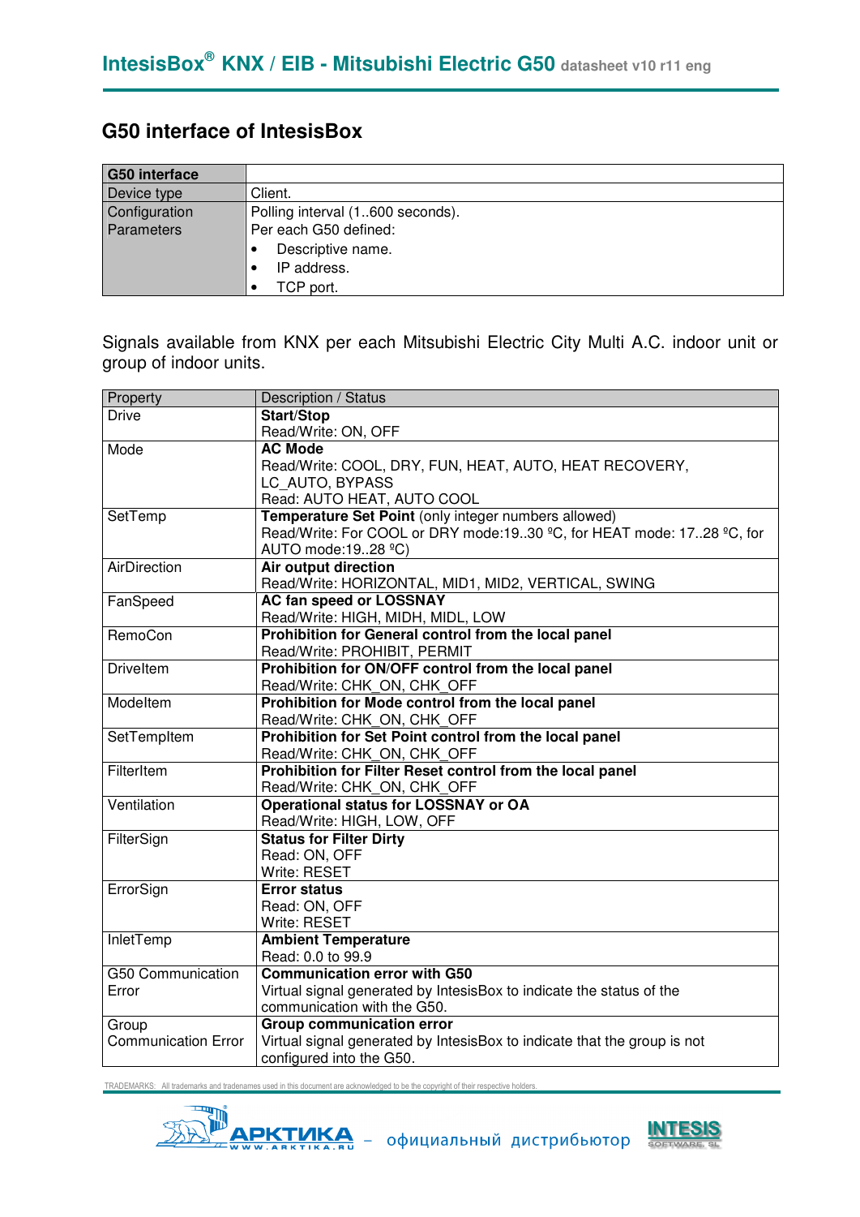## G50 interface of IntesisBox

| G50 interface | |
|---|---|
| Device type | Client. |
| Configuration Parameters | Polling interval (1..600 seconds).<br>Per each G50 defined:<br>• Descriptive name.<br>• IP address.<br>• TCP port. |

Signals available from KNX per each Mitsubishi Electric City Multi A.C. indoor unit or group of indoor units.

| Property | Description / Status |
|---|---|
| Drive | **Start/Stop**<br>Read/Write: ON, OFF |
| Mode | **AC Mode**<br>Read/Write: COOL, DRY, FUN, HEAT, AUTO, HEAT RECOVERY, LC_AUTO, BYPASS<br>Read: AUTO HEAT, AUTO COOL |
| SetTemp | **Temperature Set Point** (only integer numbers allowed)<br>Read/Write: For COOL or DRY mode:19..30 ºC, for HEAT mode: 17..28 ºC, for AUTO mode:19..28 ºC) |
| AirDirection | **Air output direction**<br>Read/Write: HORIZONTAL, MID1, MID2, VERTICAL, SWING |
| FanSpeed | **AC fan speed or LOSSNAY**<br>Read/Write: HIGH, MIDH, MIDL, LOW |
| RemoCon | **Prohibition for General control from the local panel**<br>Read/Write: PROHIBIT, PERMIT |
| DriveItem | **Prohibition for ON/OFF control from the local panel**<br>Read/Write: CHK_ON, CHK_OFF |
| ModeItem | **Prohibition for Mode control from the local panel**<br>Read/Write: CHK_ON, CHK_OFF |
| SetTempItem | **Prohibition for Set Point control from the local panel**<br>Read/Write: CHK_ON, CHK_OFF |
| FilterItem | **Prohibition for Filter Reset control from the local panel**<br>Read/Write: CHK_ON, CHK_OFF |
| Ventilation | **Operational status for LOSSNAY or OA**<br>Read/Write: HIGH, LOW, OFF |
| FilterSign | **Status for Filter Dirty**<br>Read: ON, OFF<br>Write: RESET |
| ErrorSign | **Error status**<br>Read: ON, OFF<br>Write: RESET |
| InletTemp | **Ambient Temperature**<br>Read: 0.0 to 99.9 |
| G50 Communication Error | **Communication error with G50**<br>Virtual signal generated by IntesisBox to indicate the status of the communication with the G50. |
| Group Communication Error | **Group communication error**<br>Virtual signal generated by IntesisBox to indicate that the group is not configured into the G50. |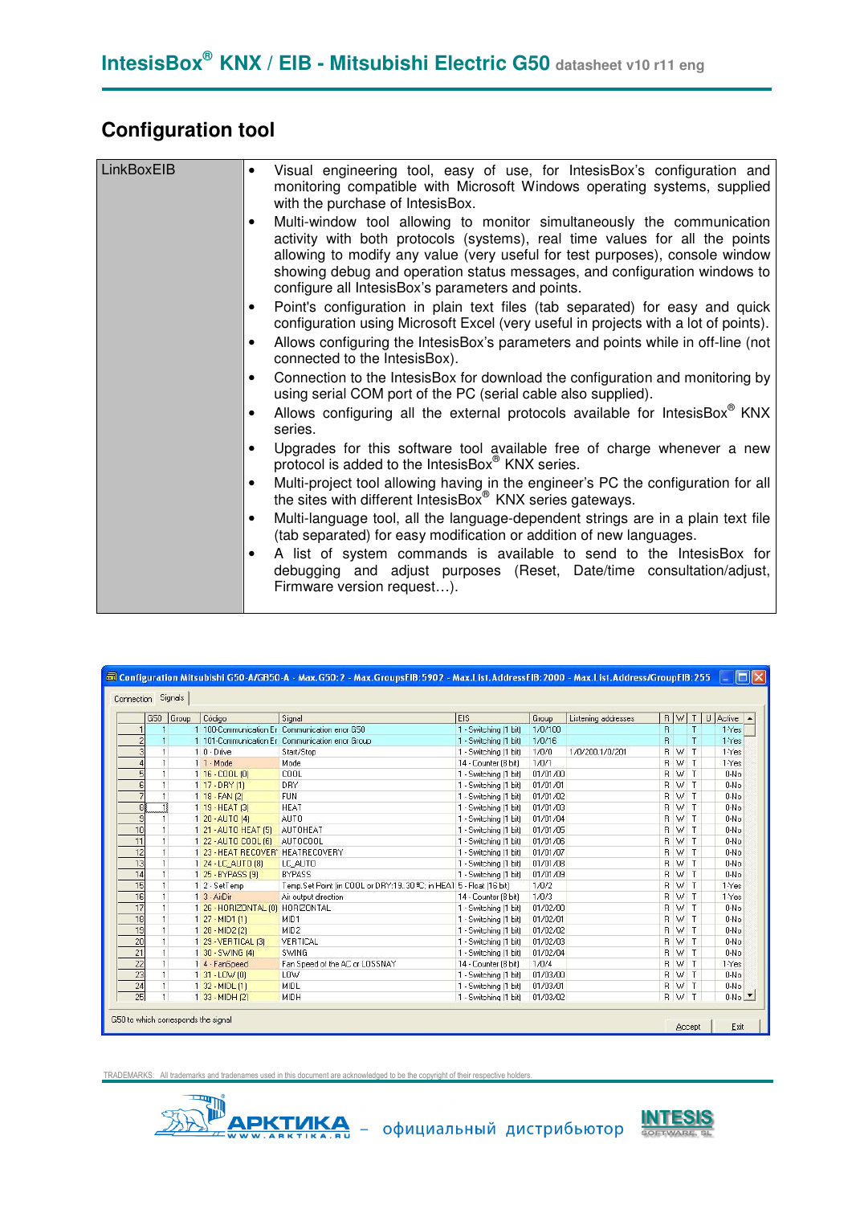## Configuration tool

| LinkBoxEIB | • Visual engineering tool, easy of use, for IntesisBox's configuration and monitoring compatible with Microsoft Windows operating systems, supplied with the purchase of IntesisBox.<br>• Multi-window tool allowing to monitor simultaneously the communication activity with both protocols (systems), real time values for all the points allowing to modify any value (very useful for test purposes), console window showing debug and operation status messages, and configuration windows to configure all IntesisBox's parameters and points.<br>• Point's configuration in plain text files (tab separated) for easy and quick configuration using Microsoft Excel (very useful in projects with a lot of points).<br>• Allows configuring the IntesisBox's parameters and points while in off-line (not connected to the IntesisBox).<br>• Connection to the IntesisBox for download the configuration and monitoring by using serial COM port of the PC (serial cable also supplied).<br>• Allows configuring all the external protocols available for IntesisBox® KNX series.<br>• Upgrades for this software tool available free of charge whenever a new protocol is added to the IntesisBox® KNX series.<br>• Multi-project tool allowing having in the engineer's PC the configuration for all the sites with different IntesisBox® KNX series gateways.<br>• Multi-language tool, all the language-dependent strings are in a plain text file (tab separated) for easy modification or addition of new languages.<br>• A list of system commands is available to send to the IntesisBox for debugging and adjust purposes (Reset, Date/time consultation/adjust, Firmware version request…). |
|---|---|

TRADEMARKS: All trademarks and tradenames used in this document are acknowledged to be the copyright of their respective holders.

АРКТИКА – официальный дистрибьютор INTESIS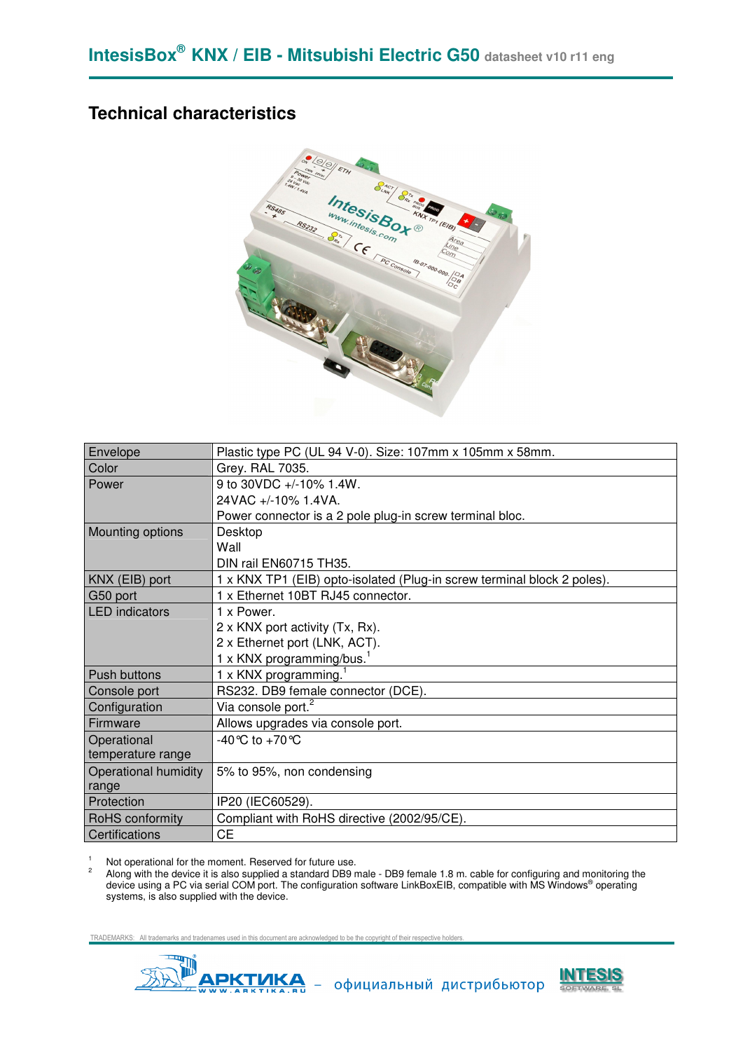## Technical characteristics

| | |
|---|---|
| Envelope | Plastic type PC (UL 94 V-0). Size: 107mm x 105mm x 58mm. |
| Color | Grey. RAL 7035. |
| Power | 9 to 30VDC +/-10% 1.4W.<br>24VAC +/-10% 1.4VA.<br>Power connector is a 2 pole plug-in screw terminal bloc. |
| Mounting options | Desktop<br>Wall<br>DIN rail EN60715 TH35. |
| KNX (EIB) port | 1 x KNX TP1 (EIB) opto-isolated (Plug-in screw terminal block 2 poles). |
| G50 port | 1 x Ethernet 10BT RJ45 connector. |
| LED indicators | 1 x Power.<br>2 x KNX port activity (Tx, Rx).<br>2 x Ethernet port (LNK, ACT).<br>1 x KNX programming/bus.[1] |
| Push buttons | 1 x KNX programming.[1] |
| Console port | RS232. DB9 female connector (DCE). |
| Configuration | Via console port.[2] |
| Firmware | Allows upgrades via console port. |
| Operational temperature range | -40°C to +70°C |
| Operational humidity range | 5% to 95%, non condensing |
| Protection | IP20 (IEC60529). |
| RoHS conformity | Compliant with RoHS directive (2002/95/CE). |
| Certifications | CE |

[1] Not operational for the moment. Reserved for future use.

[2] Along with the device it is also supplied a standard DB9 male - DB9 female 1.8 m. cable for configuring and monitoring the device using a PC via serial COM port. The configuration software LinkBoxEIB, compatible with MS Windows® operating systems, is also supplied with the device.

TRADEMARKS: All trademarks and tradenames used in this document are acknowledged to be the copyright of their respective holders.

АРКТИКА – официальный дистрибьютор INTESIS SOFTWARE SL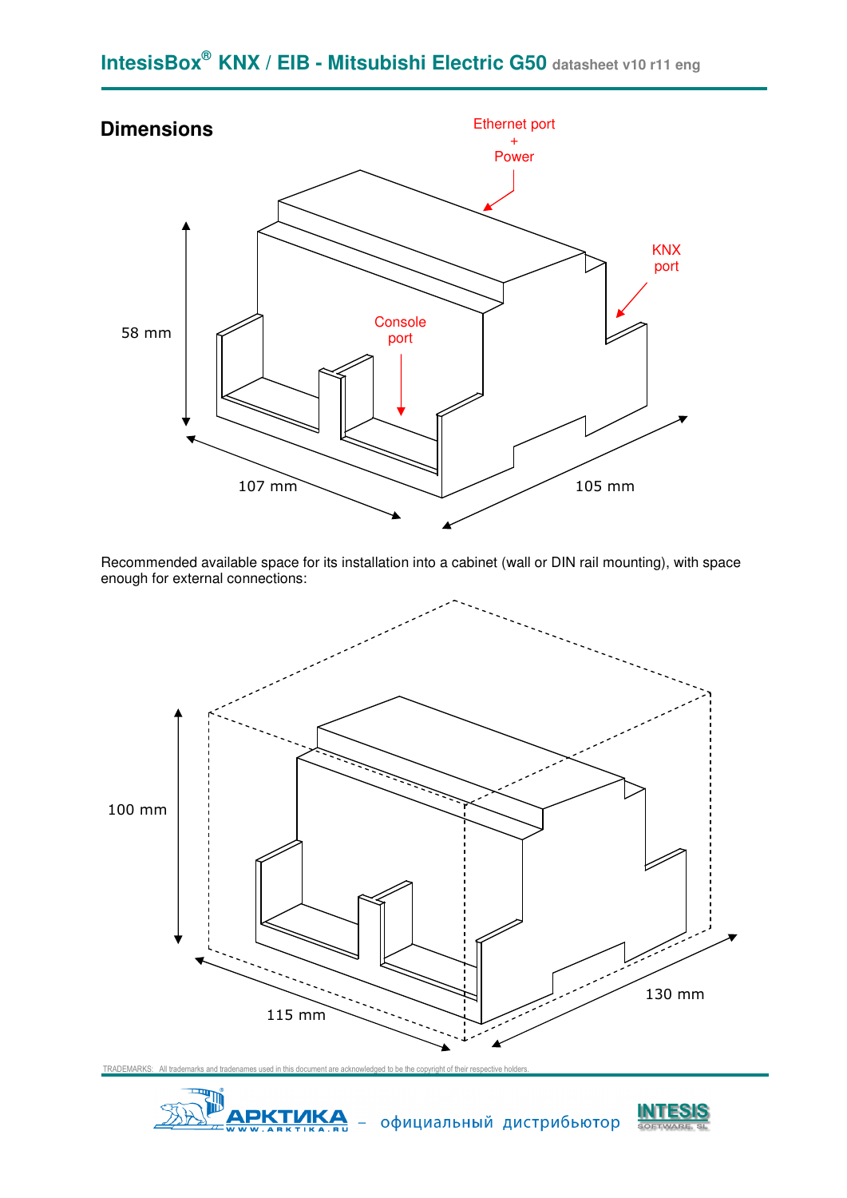## Dimensions

Ethernet port
+
Power

KNX
port

Console
port

58 mm

107 mm

105 mm

Recommended available space for its installation into a cabinet (wall or DIN rail mounting), with space enough for external connections:

100 mm

115 mm

130 mm

TRADEMARKS: All trademarks and tradenames used in this document are acknowledged to be the copyright of their respective holders.

АРКТИКА – официальный дистрибьютор